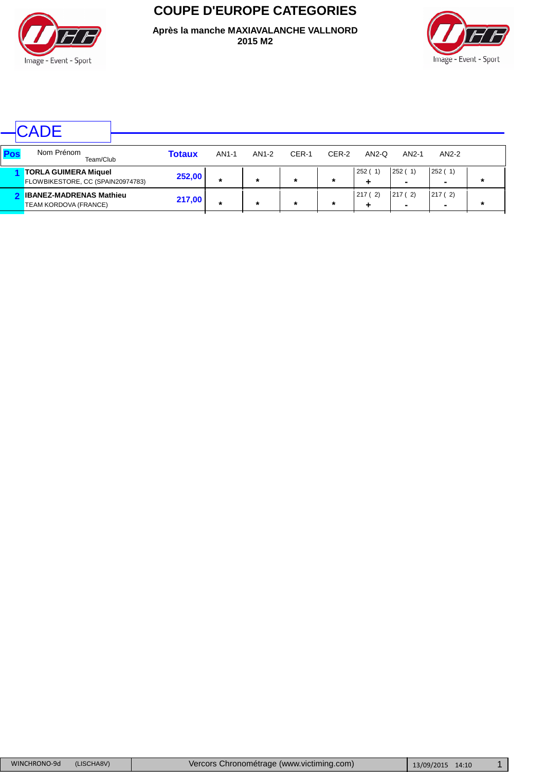# COUPE D'EUROPE CATEGORIES

**Après la manche MAXIAVALANCHE VALLNORD 2015 M2**

## CADE

| Pos | Nom Prénom / Team/Club | Totaux | AN1-1 | AN1-2 | CER-1 | CER-2 | AN2-Q | AN2-1 | AN2-2 | |
|---|---|---|---|---|---|---|---|---|---|---|
| 1 | **TORLA GUIMERA Miquel** FLOWBIKESTORE, CC (SPAIN20974783) | **252,00** | * | * | * | * | 252 ( 1) + | 252 ( 1) - | 252 ( 1) - | * |
| 2 | **IBANEZ-MADRENAS Mathieu** TEAM KORDOVA (FRANCE) | **217,00** | * | * | * | * | 217 ( 2) + | 217 ( 2) - | 217 ( 2) - | * |

WINCHRONO-9d (LISCHA8V) | Vercors Chronométrage (www.victiming.com) | 13/09/2015 14:10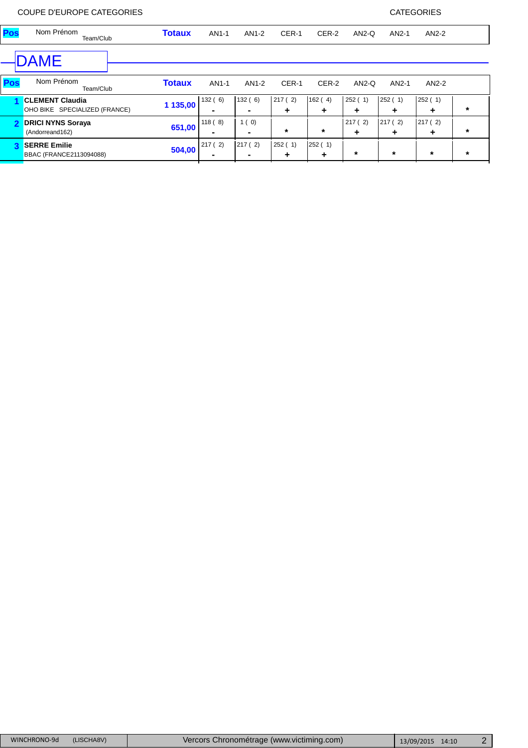COUPE D'EUROPE CATEGORIES

CATEGORIES

| Pos | Nom Prénom Team/Club | Totaux | AN1-1 | AN1-2 | CER-1 | CER-2 | AN2-Q | AN2-1 | AN2-2 | |
|---|---|---|---|---|---|---|---|---|---|---|

## DAME

| Pos | Nom Prénom Team/Club | Totaux | AN1-1 | AN1-2 | CER-1 | CER-2 | AN2-Q | AN2-1 | AN2-2 | |
|---|---|---|---|---|---|---|---|---|---|---|
| 1 | **CLEMENT Claudia** OHO BIKE SPECIALIZED (FRANCE) | 1 135,00 | 132 ( 6) - | 132 ( 6) - | 217 ( 2) + | 162 ( 4) + | 252 ( 1) + | 252 ( 1) + | 252 ( 1) + | * |
| 2 | **DRICI NYNS Soraya** (Andorreand162) | 651,00 | 118 ( 8) - | 1 ( 0) - | * | * | 217 ( 2) + | 217 ( 2) + | 217 ( 2) + | * |
| 3 | **SERRE Emilie** BBAC (FRANCE2113094088) | 504,00 | 217 ( 2) - | 217 ( 2) - | 252 ( 1) + | 252 ( 1) + | * | * | * | * |

WINCHRONO-9d (LISCHA8V) Vercors Chronométrage (www.victiming.com) 13/09/2015 14:10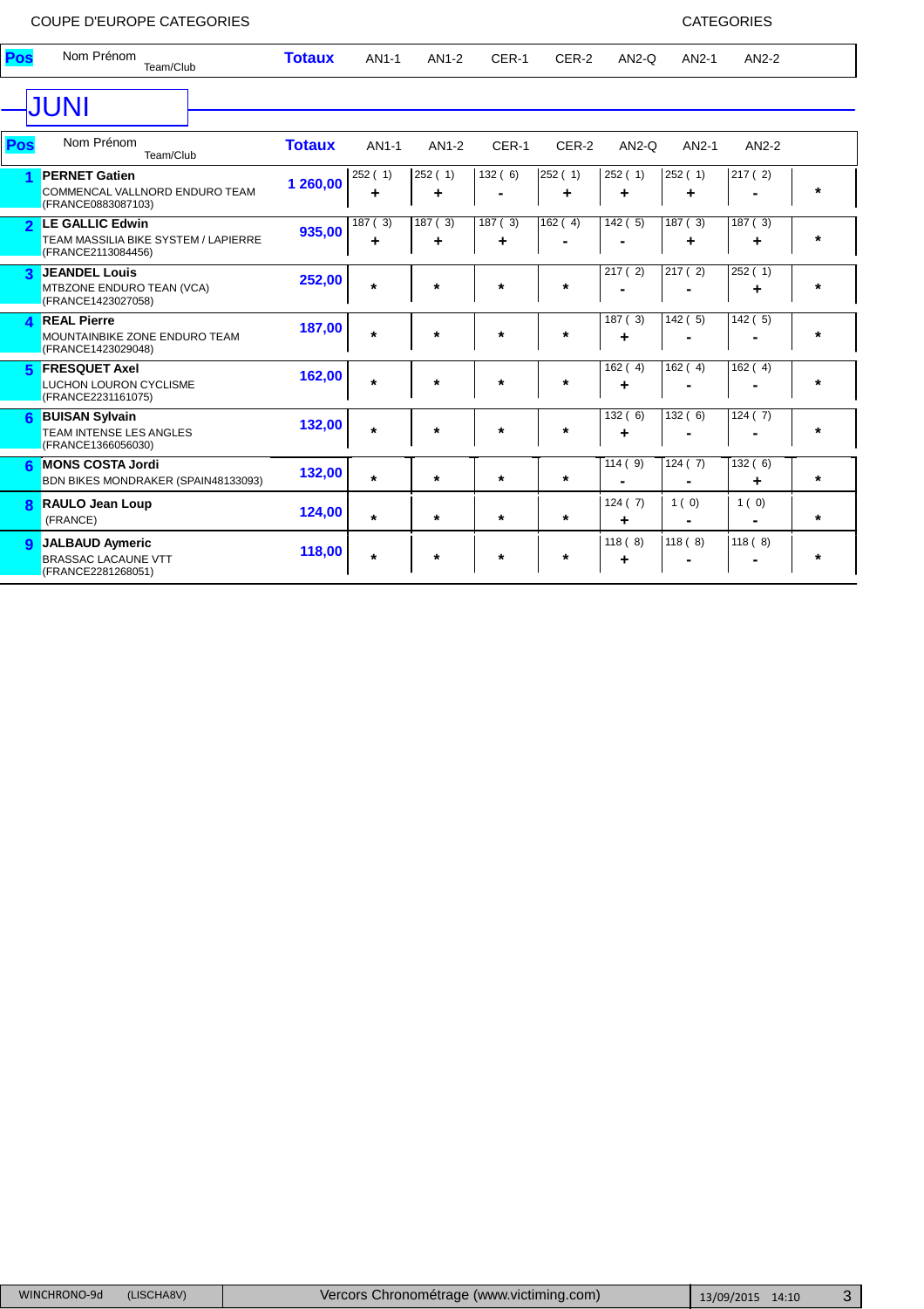COUPE D'EUROPE CATEGORIES

CATEGORIES

## JUNI

| Pos | Nom Prénom / Team/Club | Totaux | AN1-1 | AN1-2 | CER-1 | CER-2 | AN2-Q | AN2-1 | AN2-2 | |
|---|---|---|---|---|---|---|---|---|---|---|
| 1 | **PERNET Gatien** COMMENCAL VALLNORD ENDURO TEAM (FRANCE0883087103) | 1 260,00 | 252 ( 1) + | 252 ( 1) + | 132 ( 6) - | 252 ( 1) + | 252 ( 1) + | 252 ( 1) + | 217 ( 2) - | * |
| 2 | **LE GALLIC Edwin** TEAM MASSILIA BIKE SYSTEM / LAPIERRE (FRANCE2113084456) | 935,00 | 187 ( 3) + | 187 ( 3) + | 187 ( 3) + | 162 ( 4) - | 142 ( 5) - | 187 ( 3) + | 187 ( 3) + | * |
| 3 | **JEANDEL Louis** MTBZONE ENDURO TEAN (VCA) (FRANCE1423027058) | 252,00 | * | * | * | * | 217 ( 2) - | 217 ( 2) - | 252 ( 1) + | * |
| 4 | **REAL Pierre** MOUNTAINBIKE ZONE ENDURO TEAM (FRANCE1423029048) | 187,00 | * | * | * | * | 187 ( 3) + | 142 ( 5) - | 142 ( 5) - | * |
| 5 | **FRESQUET Axel** LUCHON LOURON CYCLISME (FRANCE2231161075) | 162,00 | * | * | * | * | 162 ( 4) + | 162 ( 4) - | 162 ( 4) - | * |
| 6 | **BUISAN Sylvain** TEAM INTENSE LES ANGLES (FRANCE1366056030) | 132,00 | * | * | * | * | 132 ( 6) + | 132 ( 6) - | 124 ( 7) - | * |
| 6 | **MONS COSTA Jordi** BDN BIKES MONDRAKER (SPAIN48133093) | 132,00 | * | * | * | * | 114 ( 9) - | 124 ( 7) - | 132 ( 6) + | * |
| 8 | **RAULO Jean Loup** (FRANCE) | 124,00 | * | * | * | * | 124 ( 7) + | 1 ( 0) - | 1 ( 0) - | * |
| 9 | **JALBAUD Aymeric** BRASSAC LACAUNE VTT (FRANCE2281268051) | 118,00 | * | * | * | * | 118 ( 8) + | 118 ( 8) - | 118 ( 8) - | * |

WINCHRONO-9d (LISCHA8V) | Vercors Chronométrage (www.victiming.com) | 13/09/2015 14:10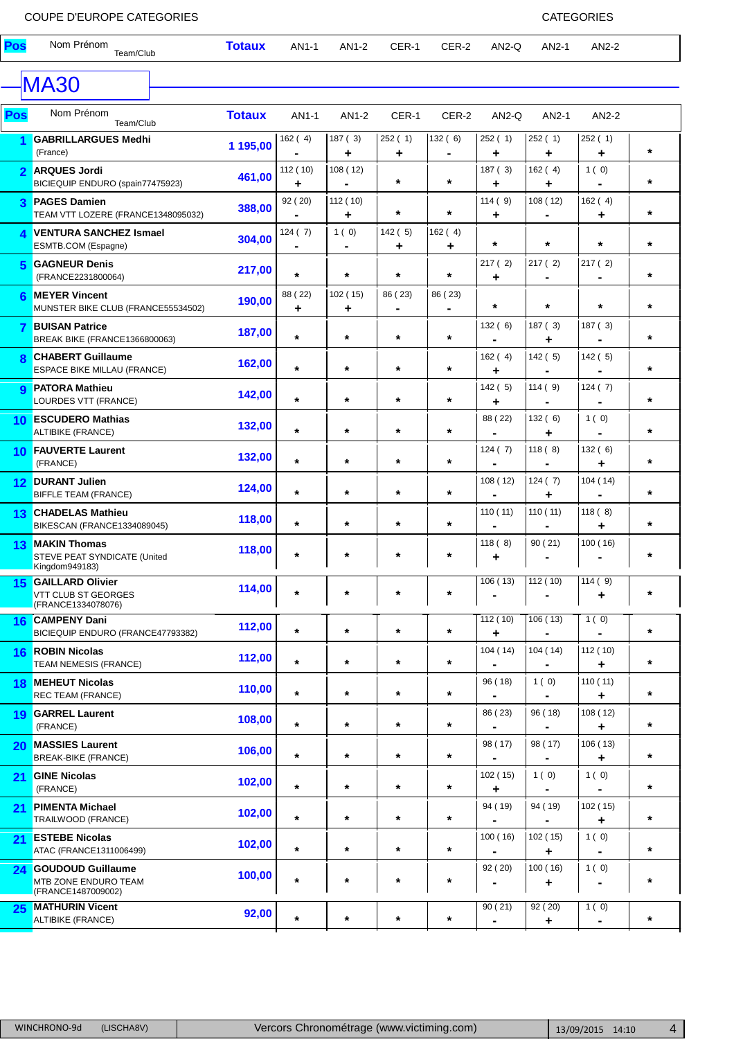COUPE D'EUROPE CATEGORIES

CATEGORIES

## MA30

| Pos | Nom Prénom / Team/Club | Totaux | AN1-1 | AN1-2 | CER-1 | CER-2 | AN2-Q | AN2-1 | AN2-2 | |
|---|---|---|---|---|---|---|---|---|---|---|
| 1 | **GABRILLARGUES Medhi** (France) | 1 195,00 | 162 ( 4) - | 187 ( 3) + | 252 ( 1) + | 132 ( 6) - | 252 ( 1) + | 252 ( 1) + | 252 ( 1) + | * |
| 2 | **ARQUES Jordi** BICIEQUIP ENDURO (spain77475923) | 461,00 | 112 ( 10) + | 108 ( 12) - | * | * | 187 ( 3) + | 162 ( 4) + | 1 ( 0) - | * |
| 3 | **PAGES Damien** TEAM VTT LOZERE (FRANCE1348095032) | 388,00 | 92 ( 20) - | 112 ( 10) + | * | * | 114 ( 9) + | 108 ( 12) - | 162 ( 4) + | * |
| 4 | **VENTURA SANCHEZ Ismael** ESMTB.COM (Espagne) | 304,00 | 124 ( 7) - | 1 ( 0) - | 142 ( 5) + | 162 ( 4) + | * | * | * | * |
| 5 | **GAGNEUR Denis** (FRANCE2231800064) | 217,00 | * | * | * | * | 217 ( 2) + | 217 ( 2) - | 217 ( 2) - | * |
| 6 | **MEYER Vincent** MUNSTER BIKE CLUB (FRANCE55534502) | 190,00 | 88 ( 22) + | 102 ( 15) + | 86 ( 23) - | 86 ( 23) - | * | * | * | * |
| 7 | **BUISAN Patrice** BREAK BIKE (FRANCE1366800063) | 187,00 | * | * | * | * | 132 ( 6) - | 187 ( 3) + | 187 ( 3) - | * |
| 8 | **CHABERT Guillaume** ESPACE BIKE MILLAU (FRANCE) | 162,00 | * | * | * | * | 162 ( 4) + | 142 ( 5) - | 142 ( 5) - | * |
| 9 | **PATORA Mathieu** LOURDES VTT (FRANCE) | 142,00 | * | * | * | * | 142 ( 5) + | 114 ( 9) - | 124 ( 7) - | * |
| 10 | **ESCUDERO Mathias** ALTIBIKE (FRANCE) | 132,00 | * | * | * | * | 88 ( 22) - | 132 ( 6) + | 1 ( 0) - | * |
| 10 | **FAUVERTE Laurent** (FRANCE) | 132,00 | * | * | * | * | 124 ( 7) - | 118 ( 8) - | 132 ( 6) + | * |
| 12 | **DURANT Julien** BIFFLE TEAM (FRANCE) | 124,00 | * | * | * | * | 108 ( 12) - | 124 ( 7) + | 104 ( 14) - | * |
| 13 | **CHADELAS Mathieu** BIKESCAN (FRANCE1334089045) | 118,00 | * | * | * | * | 110 ( 11) - | 110 ( 11) - | 118 ( 8) + | * |
| 13 | **MAKIN Thomas** STEVE PEAT SYNDICATE (United Kingdom949183) | 118,00 | * | * | * | * | 118 ( 8) + | 90 ( 21) - | 100 ( 16) - | * |
| 15 | **GAILLARD Olivier** VTT CLUB ST GEORGES (FRANCE1334078076) | 114,00 | * | * | * | * | 106 ( 13) - | 112 ( 10) - | 114 ( 9) + | * |
| 16 | **CAMPENY Dani** BICIEQUIP ENDURO (FRANCE47793382) | 112,00 | * | * | * | * | 112 ( 10) + | 106 ( 13) - | 1 ( 0) - | * |
| 16 | **ROBIN Nicolas** TEAM NEMESIS (FRANCE) | 112,00 | * | * | * | * | 104 ( 14) - | 104 ( 14) - | 112 ( 10) + | * |
| 18 | **MEHEUT Nicolas** REC TEAM (FRANCE) | 110,00 | * | * | * | * | 96 ( 18) - | 1 ( 0) - | 110 ( 11) + | * |
| 19 | **GARREL Laurent** (FRANCE) | 108,00 | * | * | * | * | 86 ( 23) - | 96 ( 18) - | 108 ( 12) + | * |
| 20 | **MASSIES Laurent** BREAK-BIKE (FRANCE) | 106,00 | * | * | * | * | 98 ( 17) - | 98 ( 17) - | 106 ( 13) + | * |
| 21 | **GINE Nicolas** (FRANCE) | 102,00 | * | * | * | * | 102 ( 15) + | 1 ( 0) - | 1 ( 0) - | * |
| 21 | **PIMENTA Michael** TRAILWOOD (FRANCE) | 102,00 | * | * | * | * | 94 ( 19) - | 94 ( 19) - | 102 ( 15) + | * |
| 21 | **ESTEBE Nicolas** ATAC (FRANCE1311006499) | 102,00 | * | * | * | * | 100 ( 16) - | 102 ( 15) + | 1 ( 0) - | * |
| 24 | **GOUDOUD Guillaume** MTB ZONE ENDURO TEAM (FRANCE1487009002) | 100,00 | * | * | * | * | 92 ( 20) - | 100 ( 16) + | 1 ( 0) - | * |
| 25 | **MATHURIN Vicent** ALTIBIKE (FRANCE) | 92,00 | * | * | * | * | 90 ( 21) - | 92 ( 20) + | 1 ( 0) - | * |

WINCHRONO-9d (LISCHA8V) | Vercors Chronométrage (www.victiming.com) | 13/09/2015 14:10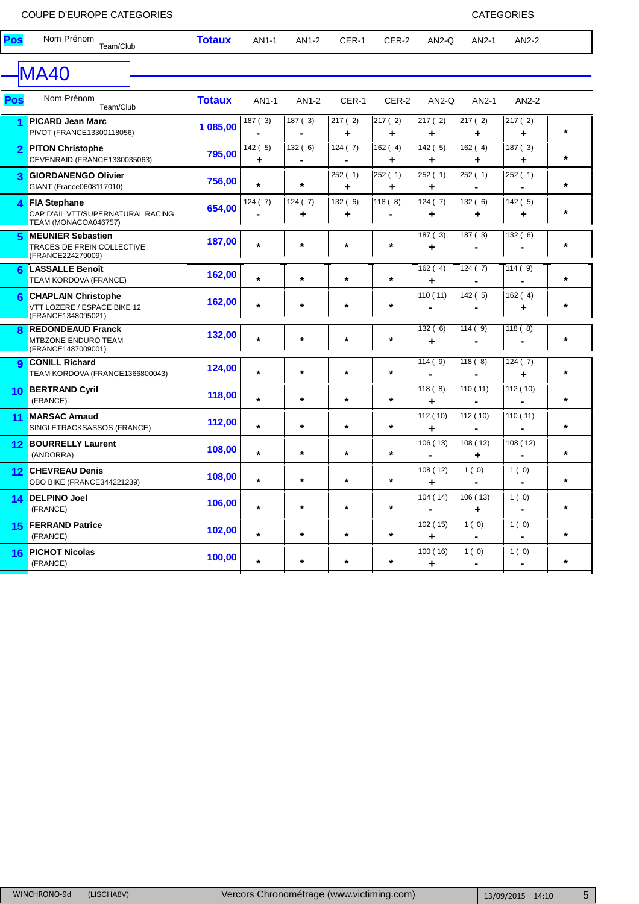COUPE D'EUROPE CATEGORIES

CATEGORIES

## MA40

| Pos | Nom Prénom / Team/Club | Totaux | AN1-1 | AN1-2 | CER-1 | CER-2 | AN2-Q | AN2-1 | AN2-2 | |
|---|---|---|---|---|---|---|---|---|---|---|
| 1 | **PICARD Jean Marc** PIVOT (FRANCE13300118056) | 1 085,00 | 187 ( 3) - | 187 ( 3) - | 217 ( 2) + | 217 ( 2) + | 217 ( 2) + | 217 ( 2) + | 217 ( 2) + | * |
| 2 | **PITON Christophe** CEVENRAID (FRANCE1330035063) | 795,00 | 142 ( 5) + | 132 ( 6) - | 124 ( 7) - | 162 ( 4) + | 142 ( 5) + | 162 ( 4) + | 187 ( 3) + | * |
| 3 | **GIORDANENGO Olivier** GIANT (France0608117010) | 756,00 | * | * | 252 ( 1) + | 252 ( 1) + | 252 ( 1) + | 252 ( 1) - | 252 ( 1) - | * |
| 4 | **FIA Stephane** CAP D'AIL VTT/SUPERNATURAL RACING TEAM (MONACOA046757) | 654,00 | 124 ( 7) - | 124 ( 7) + | 132 ( 6) + | 118 ( 8) - | 124 ( 7) + | 132 ( 6) + | 142 ( 5) + | * |
| 5 | **MEUNIER Sebastien** TRACES DE FREIN COLLECTIVE (FRANCE224279009) | 187,00 | * | * | * | * | 187 ( 3) + | 187 ( 3) - | 132 ( 6) - | * |
| 6 | **LASSALLE Benoît** TEAM KORDOVA (FRANCE) | 162,00 | * | * | * | * | 162 ( 4) + | 124 ( 7) - | 114 ( 9) - | * |
| 6 | **CHAPLAIN Christophe** VTT LOZERE / ESPACE BIKE 12 (FRANCE1348095021) | 162,00 | * | * | * | * | 110 ( 11) - | 142 ( 5) - | 162 ( 4) + | * |
| 8 | **REDONDEAUD Franck** MTBZONE ENDURO TEAM (FRANCE1487009001) | 132,00 | * | * | * | * | 132 ( 6) + | 114 ( 9) - | 118 ( 8) - | * |
| 9 | **CONILL Richard** TEAM KORDOVA (FRANCE1366800043) | 124,00 | * | * | * | * | 114 ( 9) - | 118 ( 8) - | 124 ( 7) + | * |
| 10 | **BERTRAND Cyril** (FRANCE) | 118,00 | * | * | * | * | 118 ( 8) + | 110 ( 11) - | 112 ( 10) - | * |
| 11 | **MARSAC Arnaud** SINGLETRACKSASSOS (FRANCE) | 112,00 | * | * | * | * | 112 ( 10) + | 112 ( 10) - | 110 ( 11) - | * |
| 12 | **BOURRELLY Laurent** (ANDORRA) | 108,00 | * | * | * | * | 106 ( 13) - | 108 ( 12) + | 108 ( 12) - | * |
| 12 | **CHEVREAU Denis** OBO BIKE (FRANCE344221239) | 108,00 | * | * | * | * | 108 ( 12) + | 1 ( 0) - | 1 ( 0) - | * |
| 14 | **DELPINO Joel** (FRANCE) | 106,00 | * | * | * | * | 104 ( 14) - | 106 ( 13) + | 1 ( 0) - | * |
| 15 | **FERRAND Patrice** (FRANCE) | 102,00 | * | * | * | * | 102 ( 15) + | 1 ( 0) - | 1 ( 0) - | * |
| 16 | **PICHOT Nicolas** (FRANCE) | 100,00 | * | * | * | * | 100 ( 16) + | 1 ( 0) - | 1 ( 0) - | * |

WINCHRONO-9d (LISCHA8V) | Vercors Chronométrage (www.victiming.com) | 13/09/2015 14:10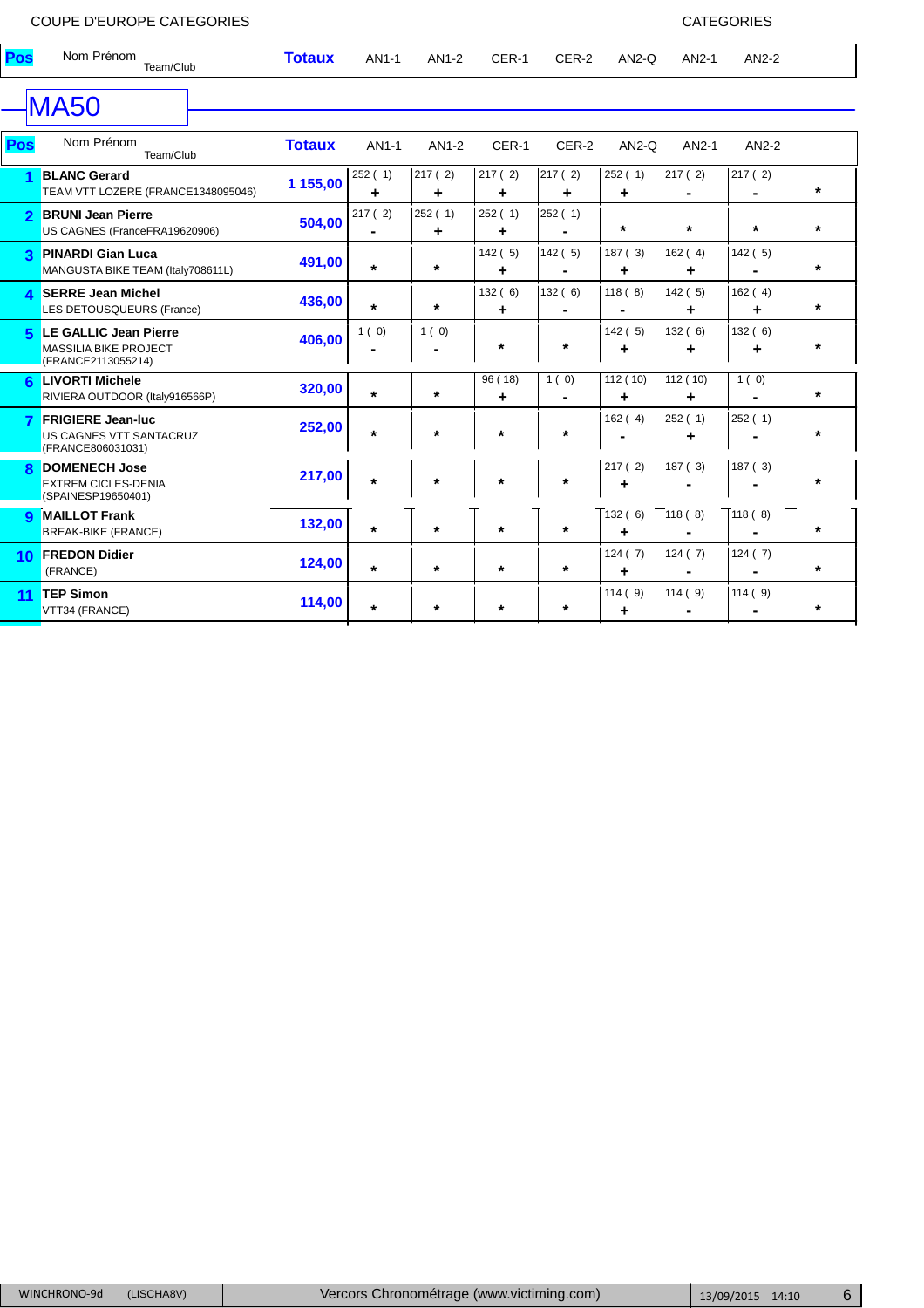COUPE D'EUROPE CATEGORIES

CATEGORIES

## MA50

| Pos | Nom Prénom Team/Club | Totaux | AN1-1 | AN1-2 | CER-1 | CER-2 | AN2-Q | AN2-1 | AN2-2 | |
|---|---|---|---|---|---|---|---|---|---|---|
| 1 | **BLANC Gerard** TEAM VTT LOZERE (FRANCE1348095046) | 1 155,00 | 252 ( 1) + | 217 ( 2) + | 217 ( 2) + | 217 ( 2) + | 252 ( 1) + | 217 ( 2) - | 217 ( 2) - | * |
| 2 | **BRUNI Jean Pierre** US CAGNES (FranceFRA19620906) | 504,00 | 217 ( 2) - | 252 ( 1) + | 252 ( 1) + | 252 ( 1) - | * | * | * | * |
| 3 | **PINARDI Gian Luca** MANGUSTA BIKE TEAM (Italy708611L) | 491,00 | * | * | 142 ( 5) + | 142 ( 5) - | 187 ( 3) + | 162 ( 4) + | 142 ( 5) - | * |
| 4 | **SERRE Jean Michel** LES DETOUSQUEURS (France) | 436,00 | * | * | 132 ( 6) + | 132 ( 6) - | 118 ( 8) - | 142 ( 5) + | 162 ( 4) + | * |
| 5 | **LE GALLIC Jean Pierre** MASSILIA BIKE PROJECT (FRANCE2113055214) | 406,00 | 1 ( 0) - | 1 ( 0) - | * | * | 142 ( 5) + | 132 ( 6) + | 132 ( 6) + | * |
| 6 | **LIVORTI Michele** RIVIERA OUTDOOR (Italy916566P) | 320,00 | * | * | 96 ( 18) + | 1 ( 0) - | 112 ( 10) + | 112 ( 10) + | 1 ( 0) - | * |
| 7 | **FRIGIERE Jean-luc** US CAGNES VTT SANTACRUZ (FRANCE806031031) | 252,00 | * | * | * | * | 162 ( 4) - | 252 ( 1) + | 252 ( 1) - | * |
| 8 | **DOMENECH Jose** EXTREM CICLES-DENIA (SPAINESP19650401) | 217,00 | * | * | * | * | 217 ( 2) + | 187 ( 3) - | 187 ( 3) - | * |
| 9 | **MAILLOT Frank** BREAK-BIKE (FRANCE) | 132,00 | * | * | * | * | 132 ( 6) + | 118 ( 8) - | 118 ( 8) - | * |
| 10 | **FREDON Didier** (FRANCE) | 124,00 | * | * | * | * | 124 ( 7) + | 124 ( 7) - | 124 ( 7) - | * |
| 11 | **TEP Simon** VTT34 (FRANCE) | 114,00 | * | * | * | * | 114 ( 9) + | 114 ( 9) - | 114 ( 9) - | * |

WINCHRONO-9d (LISCHA8V) | Vercors Chronométrage (www.victiming.com) | 13/09/2015 14:10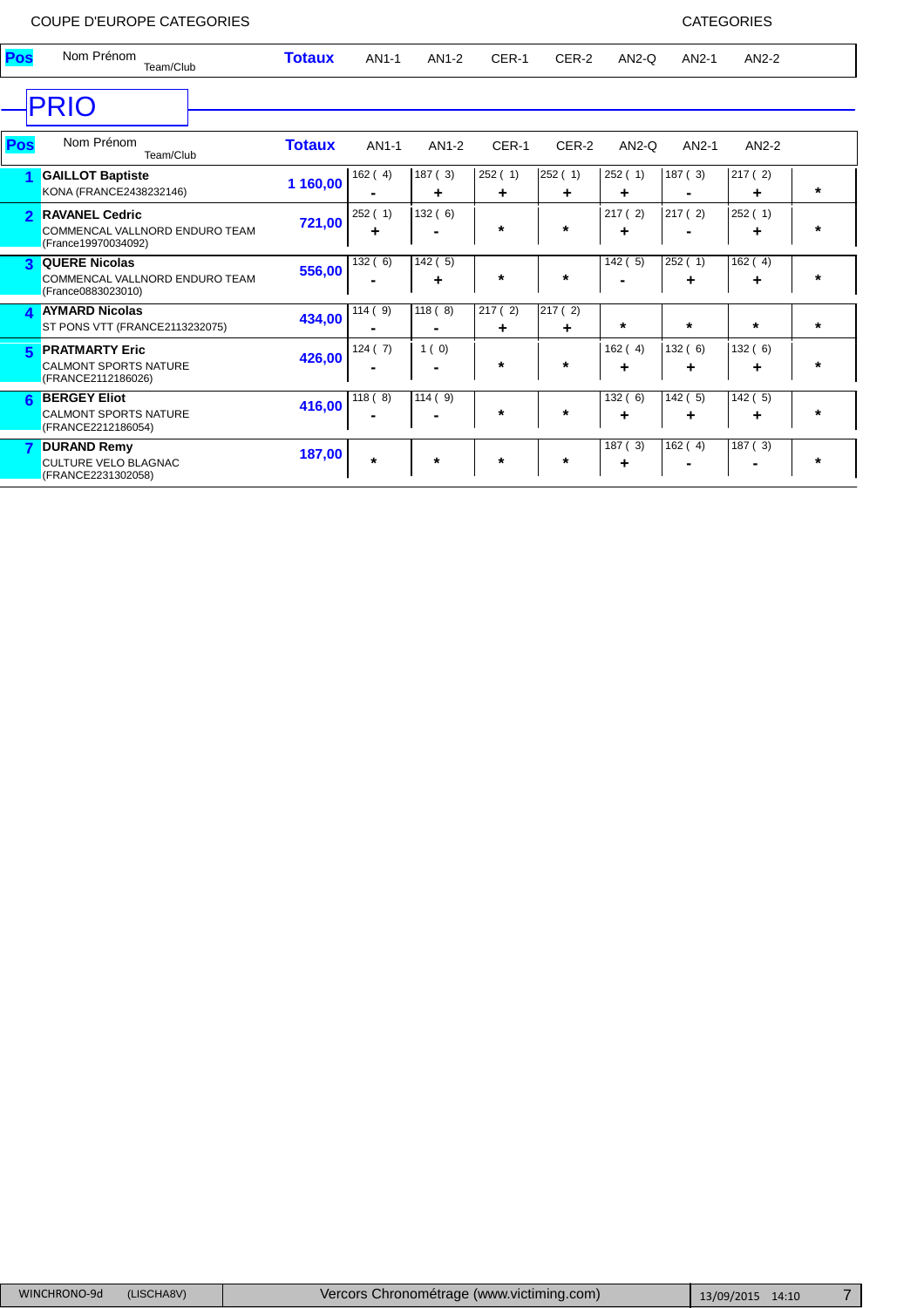COUPE D'EUROPE CATEGORIES

CATEGORIES

# PRIO

| Pos | Nom Prénom Team/Club | Totaux | AN1-1 | AN1-2 | CER-1 | CER-2 | AN2-Q | AN2-1 | AN2-2 | |
|---|---|---|---|---|---|---|---|---|---|---|
| 1 | **GAILLOT Baptiste** KONA (FRANCE2438232146) | 1 160,00 | 162 ( 4) - | 187 ( 3) + | 252 ( 1) + | 252 ( 1) + | 252 ( 1) + | 187 ( 3) - | 217 ( 2) + | * |
| 2 | **RAVANEL Cedric** COMMENCAL VALLNORD ENDURO TEAM (France19970034092) | 721,00 | 252 ( 1) + | 132 ( 6) - | * | * | 217 ( 2) + | 217 ( 2) - | 252 ( 1) + | * |
| 3 | **QUERE Nicolas** COMMENCAL VALLNORD ENDURO TEAM (France0883023010) | 556,00 | 132 ( 6) - | 142 ( 5) + | * | * | 142 ( 5) - | 252 ( 1) + | 162 ( 4) + | * |
| 4 | **AYMARD Nicolas** ST PONS VTT (FRANCE2113232075) | 434,00 | 114 ( 9) - | 118 ( 8) - | 217 ( 2) + | 217 ( 2) + | * | * | * | * |
| 5 | **PRATMARTY Eric** CALMONT SPORTS NATURE (FRANCE2112186026) | 426,00 | 124 ( 7) - | 1 ( 0) - | * | * | 162 ( 4) + | 132 ( 6) + | 132 ( 6) + | * |
| 6 | **BERGEY Eliot** CALMONT SPORTS NATURE (FRANCE2212186054) | 416,00 | 118 ( 8) - | 114 ( 9) - | * | * | 132 ( 6) + | 142 ( 5) + | 142 ( 5) + | * |
| 7 | **DURAND Remy** CULTURE VELO BLAGNAC (FRANCE2231302058) | 187,00 | * | * | * | * | 187 ( 3) + | 162 ( 4) - | 187 ( 3) - | * |

WINCHRONO-9d (LISCHA8V) Vercors Chronométrage (www.victiming.com) 13/09/2015 14:10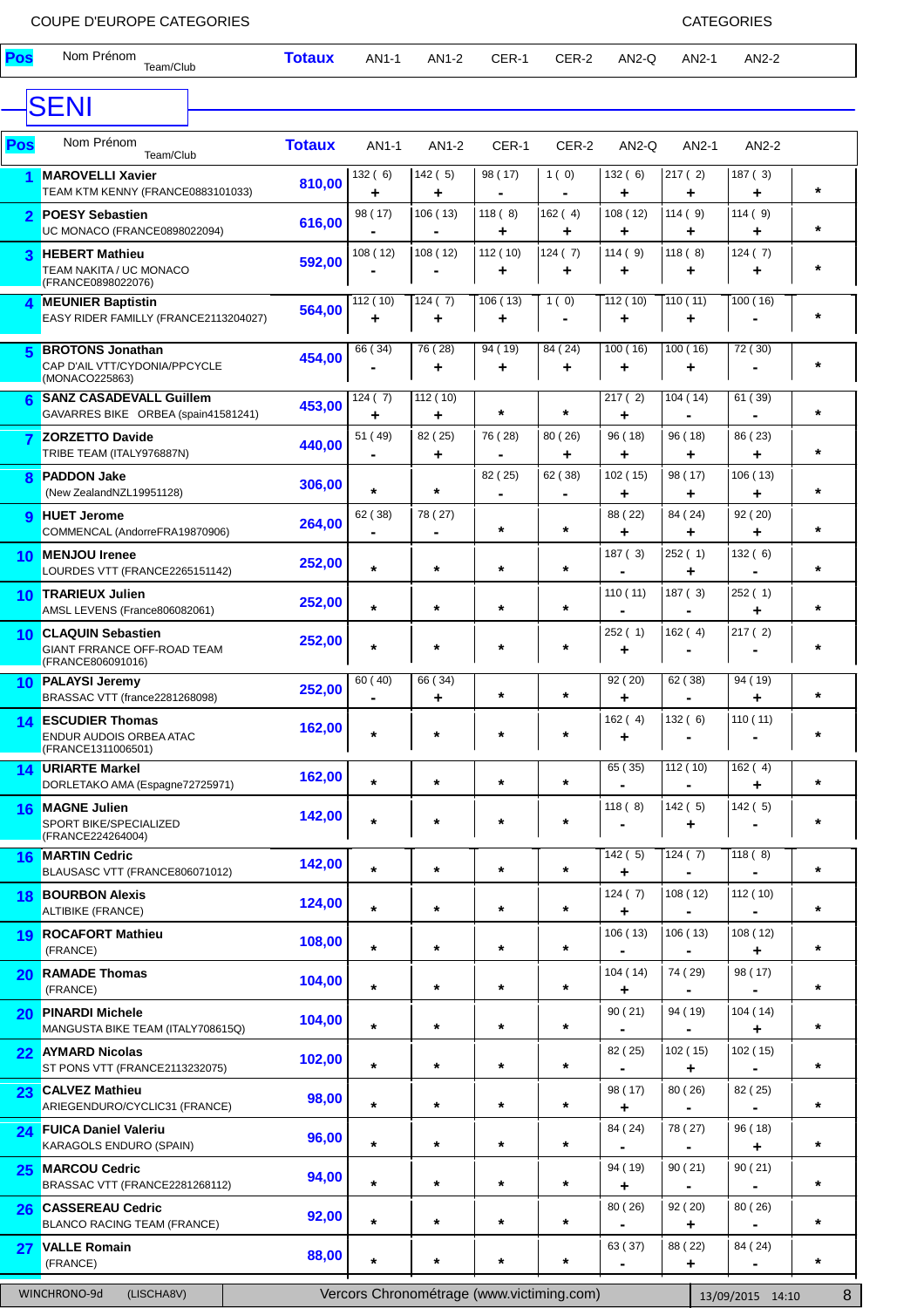COUPE D'EUROPE CATEGORIES

CATEGORIES

## SENI

| Pos | Nom Prénom / Team/Club | Totaux | AN1-1 | AN1-2 | CER-1 | CER-2 | AN2-Q | AN2-1 | AN2-2 | |
|---|---|---|---|---|---|---|---|---|---|---|
| 1 | **MAROVELLI Xavier** TEAM KTM KENNY (FRANCE0883101033) | 810,00 | 132 ( 6) + | 142 ( 5) + | 98 ( 17) - | 1 ( 0) - | 132 ( 6) + | 217 ( 2) + | 187 ( 3) + | * |
| 2 | **POESY Sebastien** UC MONACO (FRANCE0898022094) | 616,00 | 98 ( 17) - | 106 ( 13) - | 118 ( 8) + | 162 ( 4) + | 108 ( 12) + | 114 ( 9) + | 114 ( 9) + | * |
| 3 | **HEBERT Mathieu** TEAM NAKITA / UC MONACO (FRANCE0898022076) | 592,00 | 108 ( 12) - | 108 ( 12) - | 112 ( 10) + | 124 ( 7) + | 114 ( 9) + | 118 ( 8) + | 124 ( 7) + | * |
| 4 | **MEUNIER Baptistin** EASY RIDER FAMILLY (FRANCE2113204027) | 564,00 | 112 ( 10) + | 124 ( 7) + | 106 ( 13) + | 1 ( 0) - | 112 ( 10) + | 110 ( 11) + | 100 ( 16) - | * |
| 5 | **BROTONS Jonathan** CAP D'AIL VTT/CYDONIA/PPCYCLE (MONACO225863) | 454,00 | 66 ( 34) - | 76 ( 28) + | 94 ( 19) + | 84 ( 24) + | 100 ( 16) + | 100 ( 16) + | 72 ( 30) - | * |
| 6 | **SANZ CASADEVALL Guillem** GAVARRES BIKE ORBEA (spain41581241) | 453,00 | 124 ( 7) + | 112 ( 10) + | * | * | 217 ( 2) + | 104 ( 14) - | 61 ( 39) - | * |
| 7 | **ZORZETTO Davide** TRIBE TEAM (ITALY976887N) | 440,00 | 51 ( 49) - | 82 ( 25) + | 76 ( 28) - | 80 ( 26) + | 96 ( 18) + | 96 ( 18) + | 86 ( 23) + | * |
| 8 | **PADDON Jake** (New ZealandNZL19951128) | 306,00 | * | * | 82 ( 25) - | 62 ( 38) - | 102 ( 15) + | 98 ( 17) + | 106 ( 13) + | * |
| 9 | **HUET Jerome** COMMENCAL (AndorreFRA19870906) | 264,00 | 62 ( 38) - | 78 ( 27) - | * | * | 88 ( 22) + | 84 ( 24) + | 92 ( 20) + | * |
| 10 | **MENJOU Irenee** LOURDES VTT (FRANCE2265151142) | 252,00 | * | * | * | * | 187 ( 3) - | 252 ( 1) + | 132 ( 6) - | * |
| 10 | **TRARIEUX Julien** AMSL LEVENS (France806082061) | 252,00 | * | * | * | * | 110 ( 11) - | 187 ( 3) - | 252 ( 1) + | * |
| 10 | **CLAQUIN Sebastien** GIANT FRRANCE OFF-ROAD TEAM (FRANCE806091016) | 252,00 | * | * | * | * | 252 ( 1) + | 162 ( 4) - | 217 ( 2) - | * |
| 10 | **PALAYSI Jeremy** BRASSAC VTT (france2281268098) | 252,00 | 60 ( 40) - | 66 ( 34) + | * | * | 92 ( 20) + | 62 ( 38) - | 94 ( 19) + | * |
| 14 | **ESCUDIER Thomas** ENDUR AUDOIS ORBEA ATAC (FRANCE1311006501) | 162,00 | * | * | * | * | 162 ( 4) + | 132 ( 6) - | 110 ( 11) - | * |
| 14 | **URIARTE Markel** DORLETAKO AMA (Espagne72725971) | 162,00 | * | * | * | * | 65 ( 35) - | 112 ( 10) - | 162 ( 4) + | * |
| 16 | **MAGNE Julien** SPORT BIKE/SPECIALIZED (FRANCE224264004) | 142,00 | * | * | * | * | 118 ( 8) - | 142 ( 5) + | 142 ( 5) - | * |
| 16 | **MARTIN Cedric** BLAUSASC VTT (FRANCE806071012) | 142,00 | * | * | * | * | 142 ( 5) + | 124 ( 7) - | 118 ( 8) - | * |
| 18 | **BOURBON Alexis** ALTIBIKE (FRANCE) | 124,00 | * | * | * | * | 124 ( 7) + | 108 ( 12) - | 112 ( 10) - | * |
| 19 | **ROCAFORT Mathieu** (FRANCE) | 108,00 | * | * | * | * | 106 ( 13) - | 106 ( 13) - | 108 ( 12) + | * |
| 20 | **RAMADE Thomas** (FRANCE) | 104,00 | * | * | * | * | 104 ( 14) + | 74 ( 29) - | 98 ( 17) - | * |
| 20 | **PINARDI Michele** MANGUSTA BIKE TEAM (ITALY708615Q) | 104,00 | * | * | * | * | 90 ( 21) - | 94 ( 19) - | 104 ( 14) + | * |
| 22 | **AYMARD Nicolas** ST PONS VTT (FRANCE2113232075) | 102,00 | * | * | * | * | 82 ( 25) - | 102 ( 15) + | 102 ( 15) - | * |
| 23 | **CALVEZ Mathieu** ARIEGENDURO/CYCLIC31 (FRANCE) | 98,00 | * | * | * | * | 98 ( 17) + | 80 ( 26) - | 82 ( 25) - | * |
| 24 | **FUICA Daniel Valeriu** KARAGOLS ENDURO (SPAIN) | 96,00 | * | * | * | * | 84 ( 24) - | 78 ( 27) - | 96 ( 18) + | * |
| 25 | **MARCOU Cedric** BRASSAC VTT (FRANCE2281268112) | 94,00 | * | * | * | * | 94 ( 19) + | 90 ( 21) - | 90 ( 21) - | * |
| 26 | **CASSEREAU Cedric** BLANCO RACING TEAM (FRANCE) | 92,00 | * | * | * | * | 80 ( 26) - | 92 ( 20) + | 80 ( 26) - | * |
| 27 | **VALLE Romain** (FRANCE) | 88,00 | * | * | * | * | 63 ( 37) - | 88 ( 22) + | 84 ( 24) - | * |

WINCHRONO-9d (LISCHA8V) Vercors Chronométrage (www.victiming.com) 13/09/2015 14:10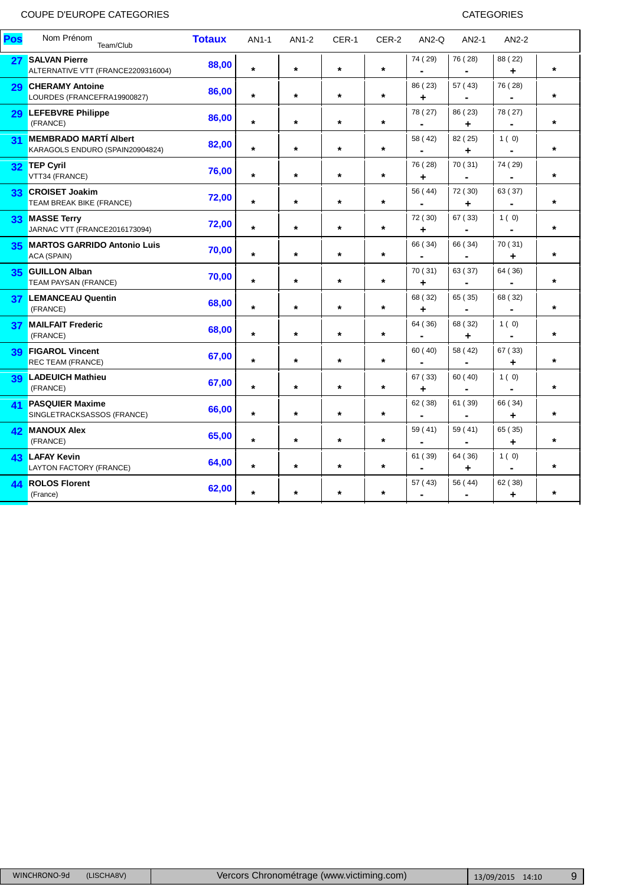COUPE D'EUROPE CATEGORIES

CATEGORIES

| Pos | Nom Prénom / Team/Club | Totaux | AN1-1 | AN1-2 | CER-1 | CER-2 | AN2-Q | AN2-1 | AN2-2 | |
|---|---|---|---|---|---|---|---|---|---|---|
| 27 | **SALVAN Pierre** ALTERNATIVE VTT (FRANCE2209316004) | 88,00 | * | * | * | * | 74 ( 29) - | 76 ( 28) - | 88 ( 22) + | * |
| 29 | **CHERAMY Antoine** LOURDES (FRANCEFRA19900827) | 86,00 | * | * | * | * | 86 ( 23) + | 57 ( 43) - | 76 ( 28) - | * |
| 29 | **LEFEBVRE Philippe** (FRANCE) | 86,00 | * | * | * | * | 78 ( 27) - | 86 ( 23) + | 78 ( 27) - | * |
| 31 | **MEMBRADO MARTÍ Albert** KARAGOLS ENDURO (SPAIN20904824) | 82,00 | * | * | * | * | 58 ( 42) - | 82 ( 25) + | 1 ( 0) - | * |
| 32 | **TEP Cyril** VTT34 (FRANCE) | 76,00 | * | * | * | * | 76 ( 28) + | 70 ( 31) - | 74 ( 29) - | * |
| 33 | **CROISET Joakim** TEAM BREAK BIKE (FRANCE) | 72,00 | * | * | * | * | 56 ( 44) - | 72 ( 30) + | 63 ( 37) - | * |
| 33 | **MASSE Terry** JARNAC VTT (FRANCE2016173094) | 72,00 | * | * | * | * | 72 ( 30) + | 67 ( 33) - | 1 ( 0) - | * |
| 35 | **MARTOS GARRIDO Antonio Luis** ACA (SPAIN) | 70,00 | * | * | * | * | 66 ( 34) - | 66 ( 34) - | 70 ( 31) + | * |
| 35 | **GUILLON Alban** TEAM PAYSAN (FRANCE) | 70,00 | * | * | * | * | 70 ( 31) + | 63 ( 37) - | 64 ( 36) - | * |
| 37 | **LEMANCEAU Quentin** (FRANCE) | 68,00 | * | * | * | * | 68 ( 32) + | 65 ( 35) - | 68 ( 32) - | * |
| 37 | **MAILFAIT Frederic** (FRANCE) | 68,00 | * | * | * | * | 64 ( 36) - | 68 ( 32) + | 1 ( 0) - | * |
| 39 | **FIGAROL Vincent** REC TEAM (FRANCE) | 67,00 | * | * | * | * | 60 ( 40) - | 58 ( 42) - | 67 ( 33) + | * |
| 39 | **LADEUICH Mathieu** (FRANCE) | 67,00 | * | * | * | * | 67 ( 33) + | 60 ( 40) - | 1 ( 0) - | * |
| 41 | **PASQUIER Maxime** SINGLETRACKSASSOS (FRANCE) | 66,00 | * | * | * | * | 62 ( 38) - | 61 ( 39) - | 66 ( 34) + | * |
| 42 | **MANOUX Alex** (FRANCE) | 65,00 | * | * | * | * | 59 ( 41) - | 59 ( 41) - | 65 ( 35) + | * |
| 43 | **LAFAY Kevin** LAYTON FACTORY (FRANCE) | 64,00 | * | * | * | * | 61 ( 39) - | 64 ( 36) + | 1 ( 0) - | * |
| 44 | **ROLOS Florent** (France) | 62,00 | * | * | * | * | 57 ( 43) - | 56 ( 44) - | 62 ( 38) + | * |

WINCHRONO-9d (LISCHA8V) | Vercors Chronométrage (www.victiming.com) | 13/09/2015 14:10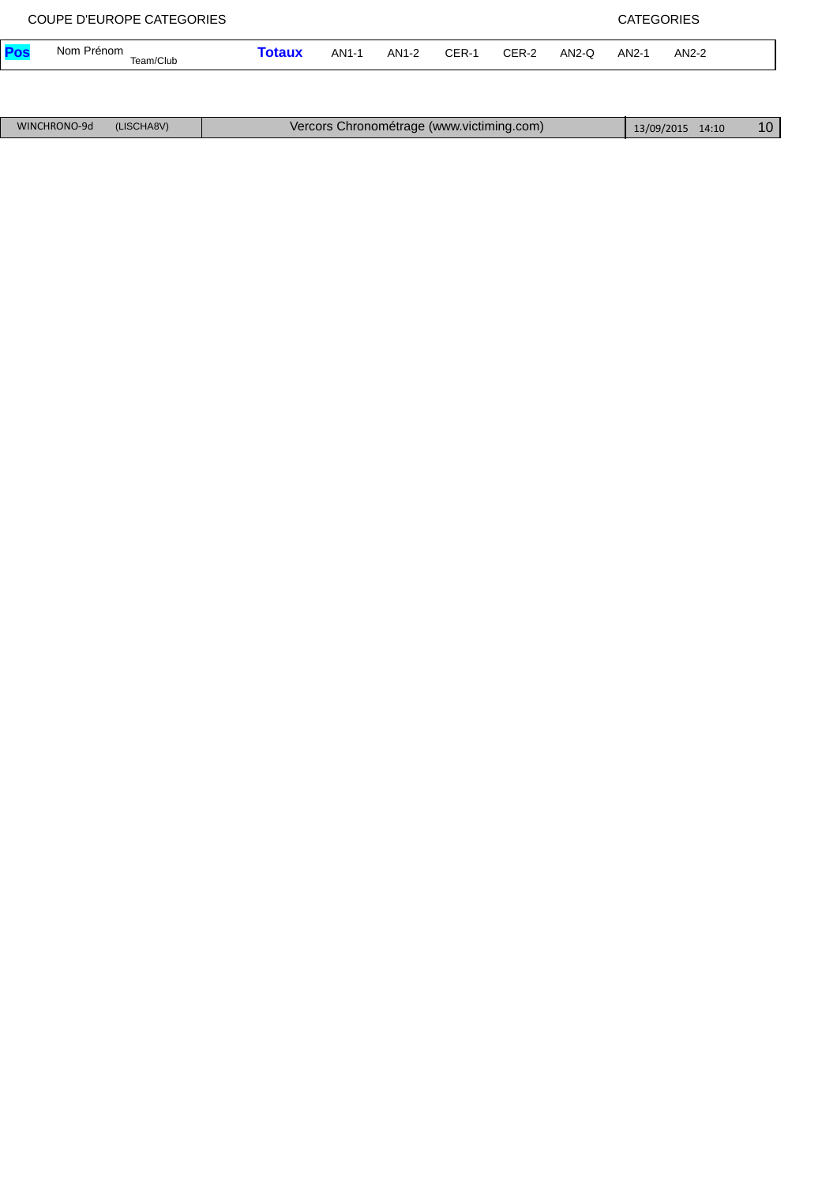COUPE D'EUROPE CATEGORIES

CATEGORIES

| Pos | Nom Prénom Team/Club | Totaux | AN1-1 | AN1-2 | CER-1 | CER-2 | AN2-Q | AN2-1 | AN2-2 |
|---|---|---|---|---|---|---|---|---|---|

WINCHRONO-9d (LISCHA8V) Vercors Chronométrage (www.victiming.com) 13/09/2015 14:10